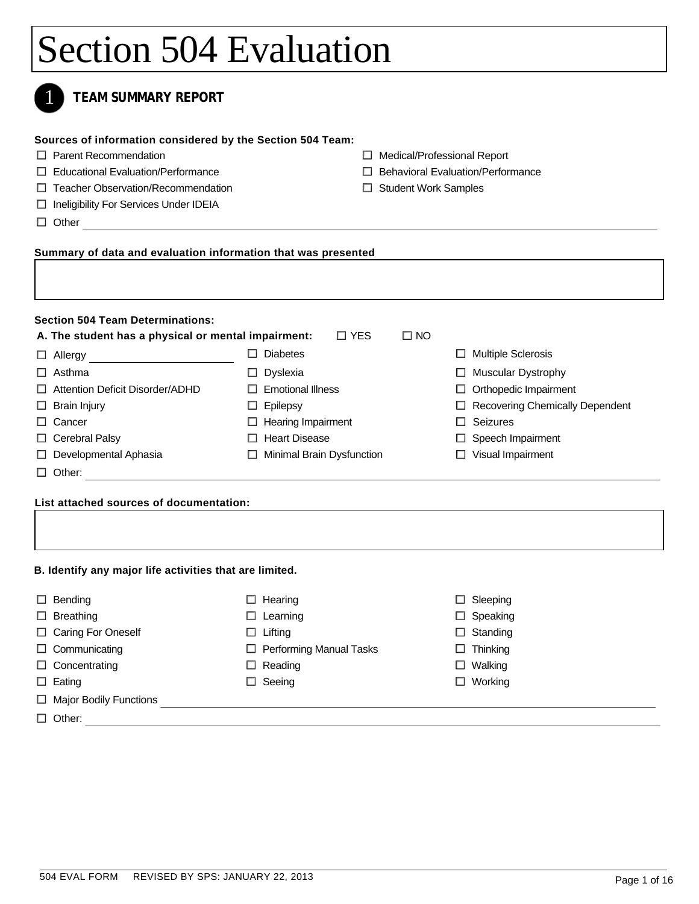# Section 504 Evaluation

## 1 TEAM SUMMARY REPORT

**Sources of information considered by the Section 504 Team:**

- ☐ Parent Recommendation
- ☐ Educational Evaluation/Performance
- ☐ Teacher Observation/Recommendation
- ☐ Ineligibility For Services Under IDEIA
- ☐ Other \_\_\_\_\_\_\_\_\_\_\_\_\_\_\_\_\_\_\_\_\_\_\_\_\_\_\_\_\_\_\_\_\_\_\_\_\_\_\_\_
- ☐ Medical/Professional Report
- ☐ Behavioral Evaluation/Performance
- ☐ Student Work Samples

**Summary of data and evaluation information that was presented**

|  |
|---|
|  |

**Section 504 Team Determinations:**

**A. The student has a physical or mental impairment:** ☐ YES ☐ NO

- ☐ Allergy \_\_\_\_\_\_\_\_\_\_\_\_\_\_\_\_\_\_\_\_
- ☐ Asthma
- ☐ Attention Deficit Disorder/ADHD
- ☐ Brain Injury
- ☐ Cancer
- ☐ Cerebral Palsy
- ☐ Developmental Aphasia
- ☐ Diabetes
- ☐ Dyslexia
- ☐ Emotional Illness
- ☐ Epilepsy
- ☐ Hearing Impairment
- ☐ Heart Disease
- ☐ Minimal Brain Dysfunction
- ☐ Multiple Sclerosis
- ☐ Muscular Dystrophy
- ☐ Orthopedic Impairment
- ☐ Recovering Chemically Dependent
- ☐ Seizures
- ☐ Speech Impairment
- ☐ Visual Impairment
- ☐ Other: \_\_\_\_\_\_\_\_\_\_\_\_\_\_\_\_\_\_\_\_\_\_\_\_\_\_\_\_\_\_\_\_\_\_\_\_\_\_\_\_

**List attached sources of documentation:**

|  |
|---|
|  |

**B. Identify any major life activities that are limited.**

- ☐ Bending
- ☐ Breathing
- ☐ Caring For Oneself
- ☐ Communicating
- ☐ Concentrating
- ☐ Eating
- ☐ Hearing
- ☐ Learning
- ☐ Lifting
- ☐ Performing Manual Tasks
- ☐ Reading
- ☐ Seeing
- ☐ Sleeping
- ☐ Speaking
- ☐ Standing
- ☐ Thinking
- ☐ Walking
- ☐ Working
- ☐ Major Bodily Functions \_\_\_\_\_\_\_\_\_\_\_\_\_\_\_\_\_\_\_\_\_\_\_\_\_\_\_\_\_\_\_\_\_\_\_\_\_\_\_\_
- ☐ Other: \_\_\_\_\_\_\_\_\_\_\_\_\_\_\_\_\_\_\_\_\_\_\_\_\_\_\_\_\_\_\_\_\_\_\_\_\_\_\_\_

504 EVAL FORM REVISED BY SPS: JANUARY 22, 2013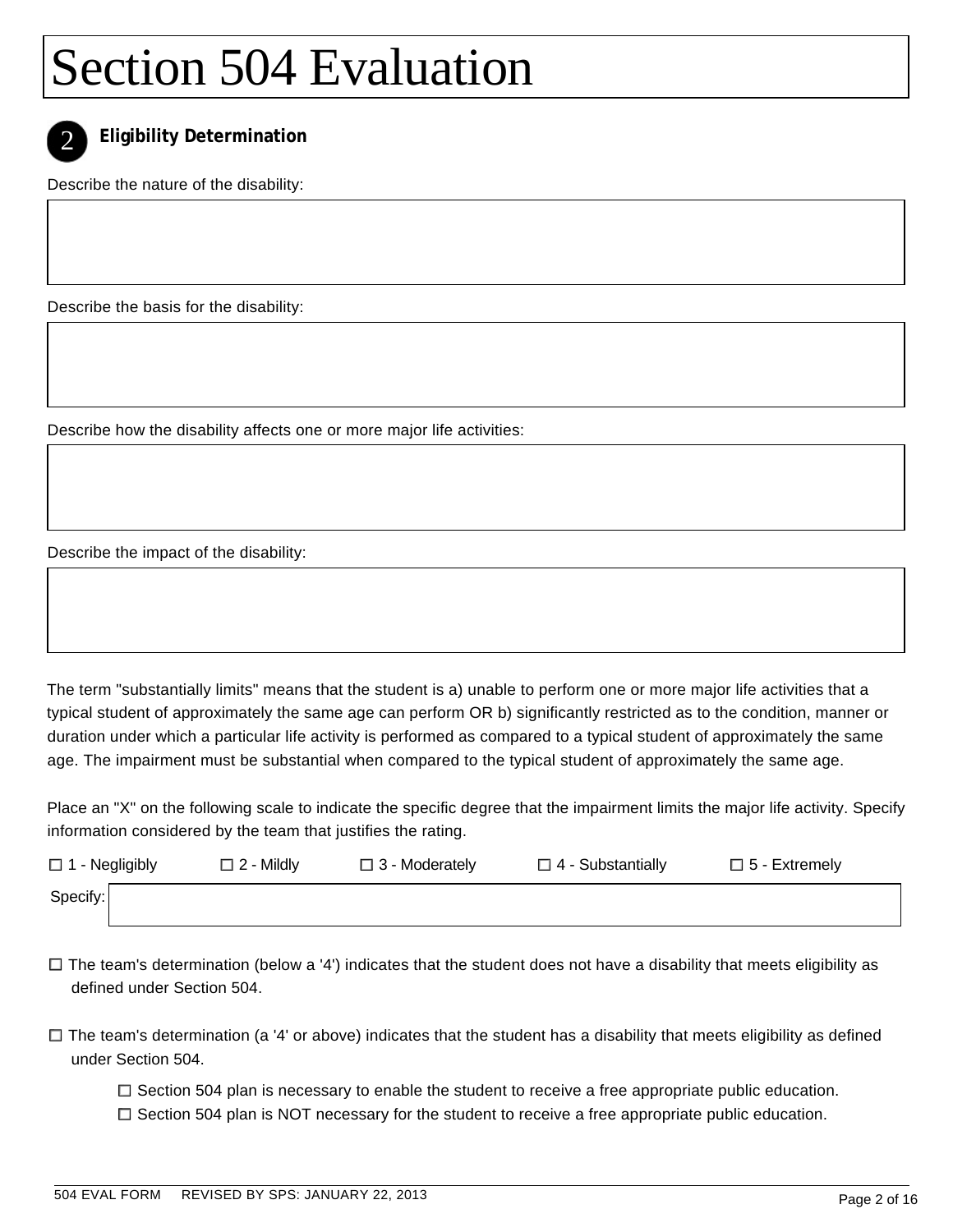# Section 504 Evaluation

## 2 Eligibility Determination

Describe the nature of the disability:

Describe the basis for the disability:

Describe how the disability affects one or more major life activities:

Describe the impact of the disability:

The term "substantially limits" means that the student is a) unable to perform one or more major life activities that a typical student of approximately the same age can perform OR b) significantly restricted as to the condition, manner or duration under which a particular life activity is performed as compared to a typical student of approximately the same age. The impairment must be substantial when compared to the typical student of approximately the same age.

Place an "X" on the following scale to indicate the specific degree that the impairment limits the major life activity. Specify information considered by the team that justifies the rating.

☐ 1 - Negligibly ☐ 2 - Mildly ☐ 3 - Moderately ☐ 4 - Substantially ☐ 5 - Extremely

Specify:

☐ The team's determination (below a '4') indicates that the student does not have a disability that meets eligibility as defined under Section 504.

☐ The team's determination (a '4' or above) indicates that the student has a disability that meets eligibility as defined under Section 504.

- ☐ Section 504 plan is necessary to enable the student to receive a free appropriate public education.
- ☐ Section 504 plan is NOT necessary for the student to receive a free appropriate public education.

504 EVAL FORM REVISED BY SPS: JANUARY 22, 2013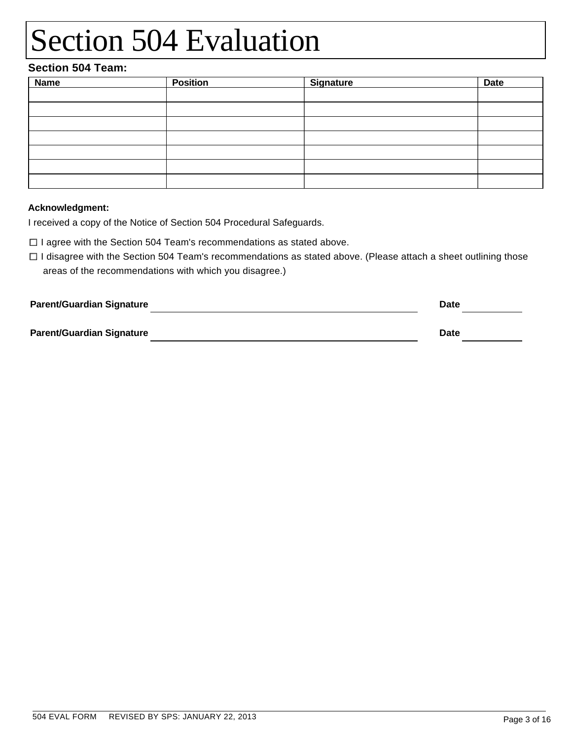# Section 504 Evaluation

**Section 504 Team:**

| Name | Position | Signature | Date |
|---|---|---|---|
| | | | |
| | | | |
| | | | |
| | | | |
| | | | |
| | | | |
| | | | |

**Acknowledgment:**

I received a copy of the Notice of Section 504 Procedural Safeguards.

☐ I agree with the Section 504 Team's recommendations as stated above.

☐ I disagree with the Section 504 Team's recommendations as stated above. (Please attach a sheet outlining those areas of the recommendations with which you disagree.)

**Parent/Guardian Signature** ______________________________ **Date** __________

**Parent/Guardian Signature** ______________________________ **Date** __________

504 EVAL FORM REVISED BY SPS: JANUARY 22, 2013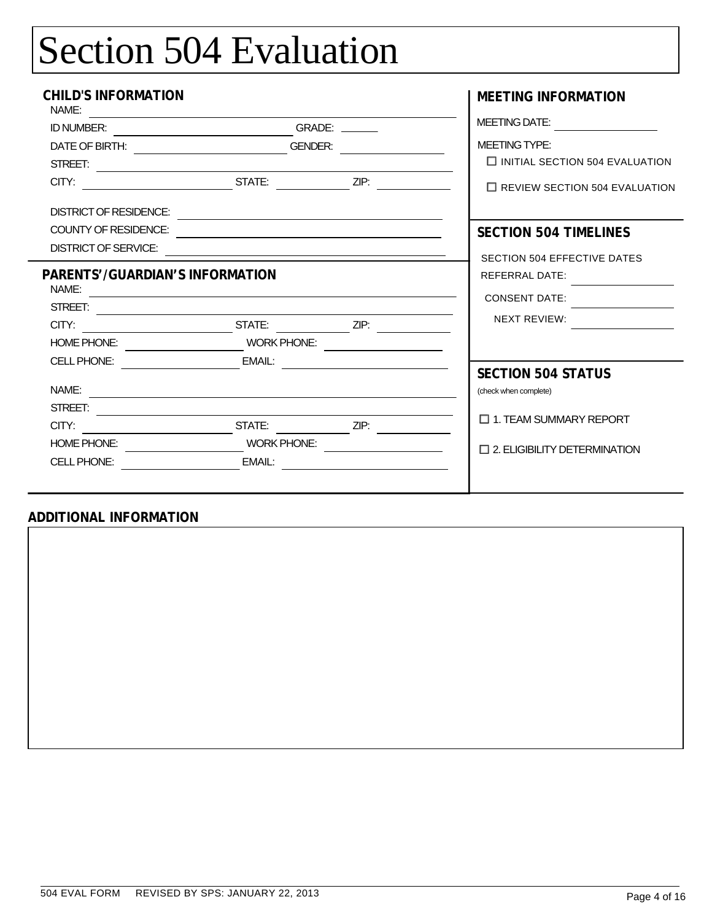# Section 504 Evaluation

## CHILD'S INFORMATION

NAME:

ID NUMBER: GRADE:

DATE OF BIRTH: GENDER:

STREET:

CITY: STATE: ZIP:

DISTRICT OF RESIDENCE:

COUNTY OF RESIDENCE:

DISTRICT OF SERVICE:

## PARENTS'/GUARDIAN'S INFORMATION

NAME:

STREET:

CITY: STATE: ZIP:

HOME PHONE: WORK PHONE:

CELL PHONE: EMAIL:

NAME:

STREET:

CITY: STATE: ZIP:

HOME PHONE: WORK PHONE:

CELL PHONE: EMAIL:

## MEETING INFORMATION

MEETING DATE:

MEETING TYPE:

☐ INITIAL SECTION 504 EVALUATION

☐ REVIEW SECTION 504 EVALUATION

## SECTION 504 TIMELINES

SECTION 504 EFFECTIVE DATES

REFERRAL DATE:

CONSENT DATE:

NEXT REVIEW:

## SECTION 504 STATUS

(check when complete)

☐ 1. TEAM SUMMARY REPORT

☐ 2. ELIGIBILITY DETERMINATION

## ADDITIONAL INFORMATION

504 EVAL FORM REVISED BY SPS: JANUARY 22, 2013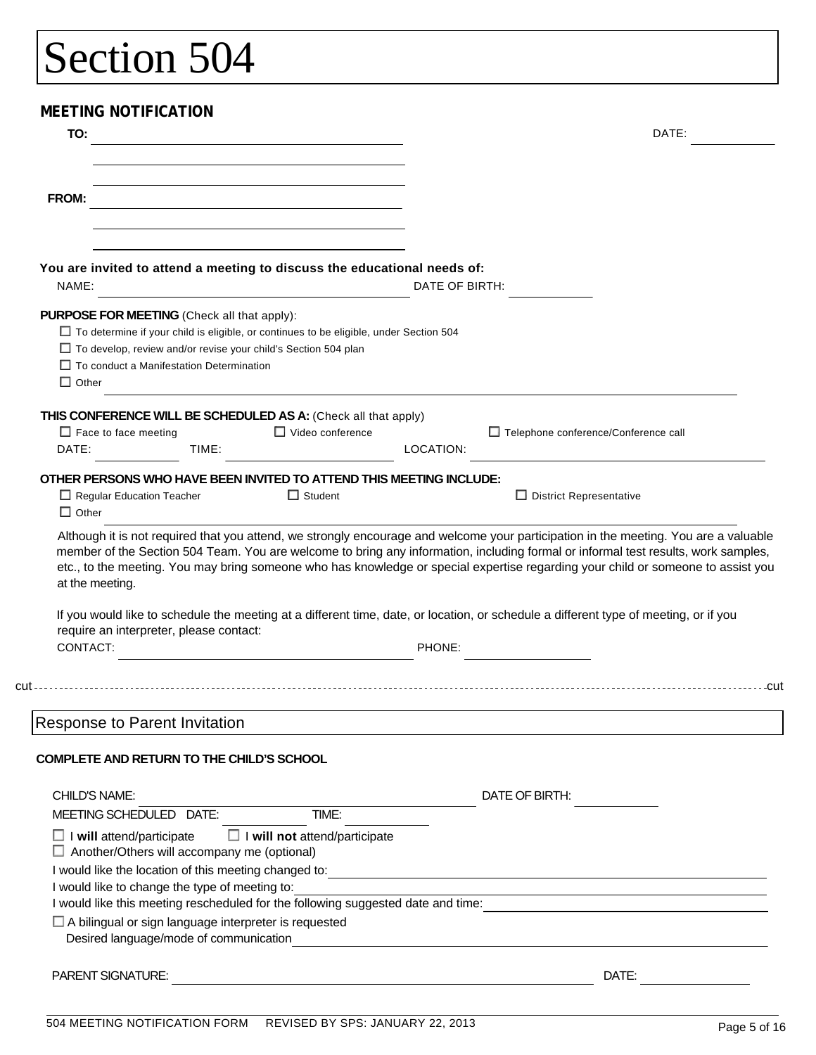# Section 504

## MEETING NOTIFICATION

**TO:** \_\_\_\_\_\_\_\_\_\_\_\_\_\_\_\_\_\_\_\_\_\_\_\_\_\_\_\_\_\_ DATE: \_\_\_\_\_\_\_\_\_\_

\_\_\_\_\_\_\_\_\_\_\_\_\_\_\_\_\_\_\_\_\_\_\_\_\_\_\_\_\_\_

\_\_\_\_\_\_\_\_\_\_\_\_\_\_\_\_\_\_\_\_\_\_\_\_\_\_\_\_\_\_

**FROM:** \_\_\_\_\_\_\_\_\_\_\_\_\_\_\_\_\_\_\_\_\_\_\_\_\_\_\_\_\_\_

\_\_\_\_\_\_\_\_\_\_\_\_\_\_\_\_\_\_\_\_\_\_\_\_\_\_\_\_\_\_

\_\_\_\_\_\_\_\_\_\_\_\_\_\_\_\_\_\_\_\_\_\_\_\_\_\_\_\_\_\_

**You are invited to attend a meeting to discuss the educational needs of:**

NAME: \_\_\_\_\_\_\_\_\_\_\_\_\_\_\_\_\_\_\_\_\_\_\_\_\_\_\_\_\_\_ DATE OF BIRTH: \_\_\_\_\_\_\_\_\_\_

**PURPOSE FOR MEETING** (Check all that apply):

- ☐ To determine if your child is eligible, or continues to be eligible, under Section 504
- ☐ To develop, review and/or revise your child's Section 504 plan
- ☐ To conduct a Manifestation Determination
- ☐ Other \_\_\_\_\_\_\_\_\_\_\_\_\_\_\_\_\_\_\_\_\_\_\_\_\_\_\_\_\_\_

**THIS CONFERENCE WILL BE SCHEDULED AS A:** (Check all that apply)

☐ Face to face meeting ☐ Video conference ☐ Telephone conference/Conference call

DATE: \_\_\_\_\_\_\_\_\_\_ TIME: \_\_\_\_\_\_\_\_\_\_ LOCATION: \_\_\_\_\_\_\_\_\_\_\_\_\_\_\_\_\_\_\_\_

**OTHER PERSONS WHO HAVE BEEN INVITED TO ATTEND THIS MEETING INCLUDE:**

☐ Regular Education Teacher ☐ Student ☐ District Representative

☐ Other \_\_\_\_\_\_\_\_\_\_\_\_\_\_\_\_\_\_\_\_\_\_\_\_\_\_\_\_\_\_

Although it is not required that you attend, we strongly encourage and welcome your participation in the meeting. You are a valuable member of the Section 504 Team. You are welcome to bring any information, including formal or informal test results, work samples, etc., to the meeting. You may bring someone who has knowledge or special expertise regarding your child or someone to assist you at the meeting.

If you would like to schedule the meeting at a different time, date, or location, or schedule a different type of meeting, or if you require an interpreter, please contact:

CONTACT: \_\_\_\_\_\_\_\_\_\_\_\_\_\_\_\_\_\_\_\_\_\_\_\_\_\_\_\_\_\_ PHONE: \_\_\_\_\_\_\_\_\_\_

cut - - - - - - - - - - - - - - - - - - - - - - - - - - - - - - - - - - - - - - - - cut

## Response to Parent Invitation

**COMPLETE AND RETURN TO THE CHILD'S SCHOOL**

CHILD'S NAME: \_\_\_\_\_\_\_\_\_\_\_\_\_\_\_\_\_\_\_\_\_\_\_\_\_\_\_\_\_\_ DATE OF BIRTH: \_\_\_\_\_\_\_\_\_\_

MEETING SCHEDULED DATE: \_\_\_\_\_\_\_\_\_\_ TIME: \_\_\_\_\_\_\_\_\_\_

☐ I **will** attend/participate ☐ I **will not** attend/participate

☐ Another/Others will accompany me (optional)

I would like the location of this meeting changed to: \_\_\_\_\_\_\_\_\_\_\_\_\_\_\_\_\_\_\_\_\_\_\_\_\_\_\_\_\_\_

I would like to change the type of meeting to: \_\_\_\_\_\_\_\_\_\_\_\_\_\_\_\_\_\_\_\_\_\_\_\_\_\_\_\_\_\_

I would like this meeting rescheduled for the following suggested date and time: \_\_\_\_\_\_\_\_\_\_\_\_\_\_\_\_\_\_\_\_

☐ A bilingual or sign language interpreter is requested

Desired language/mode of communication \_\_\_\_\_\_\_\_\_\_\_\_\_\_\_\_\_\_\_\_\_\_\_\_\_\_\_\_\_\_

PARENT SIGNATURE: \_\_\_\_\_\_\_\_\_\_\_\_\_\_\_\_\_\_\_\_\_\_\_\_\_\_\_\_\_\_ DATE: \_\_\_\_\_\_\_\_\_\_

504 MEETING NOTIFICATION FORM REVISED BY SPS: JANUARY 22, 2013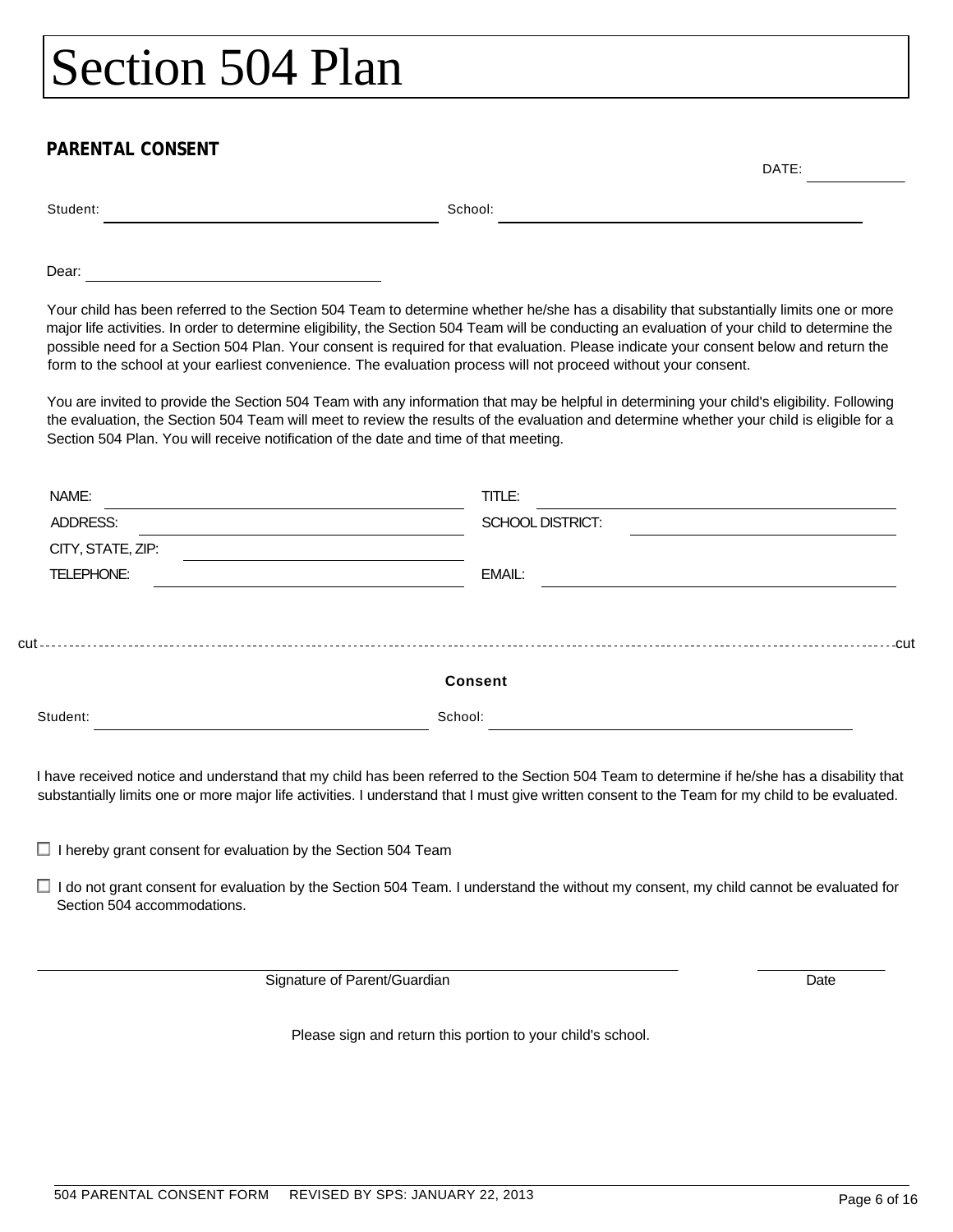# Section 504 Plan

## PARENTAL CONSENT

DATE: ____________

Student: ______________________________ School: ______________________________

Dear: ______________________________

Your child has been referred to the Section 504 Team to determine whether he/she has a disability that substantially limits one or more major life activities. In order to determine eligibility, the Section 504 Team will be conducting an evaluation of your child to determine the possible need for a Section 504 Plan. Your consent is required for that evaluation. Please indicate your consent below and return the form to the school at your earliest convenience. The evaluation process will not proceed without your consent.

You are invited to provide the Section 504 Team with any information that may be helpful in determining your child's eligibility. Following the evaluation, the Section 504 Team will meet to review the results of the evaluation and determine whether your child is eligible for a Section 504 Plan. You will receive notification of the date and time of that meeting.

NAME: ______________________________ TITLE: ______________________________

ADDRESS: ______________________________ SCHOOL DISTRICT: ______________________________

CITY, STATE, ZIP: ______________________________

TELEPHONE: ______________________________ EMAIL: ______________________________

cut - - - - - - - - - - - - - - - - - - - - - - - - - - - - - - - - - - - - - - - - cut

**Consent**

Student: ______________________________ School: ______________________________

I have received notice and understand that my child has been referred to the Section 504 Team to determine if he/she has a disability that substantially limits one or more major life activities. I understand that I must give written consent to the Team for my child to be evaluated.

☐ I hereby grant consent for evaluation by the Section 504 Team

☐ I do not grant consent for evaluation by the Section 504 Team. I understand the without my consent, my child cannot be evaluated for Section 504 accommodations.

______________________________ ____________

Signature of Parent/Guardian — Date

Please sign and return this portion to your child's school.

504 PARENTAL CONSENT FORM REVISED BY SPS: JANUARY 22, 2013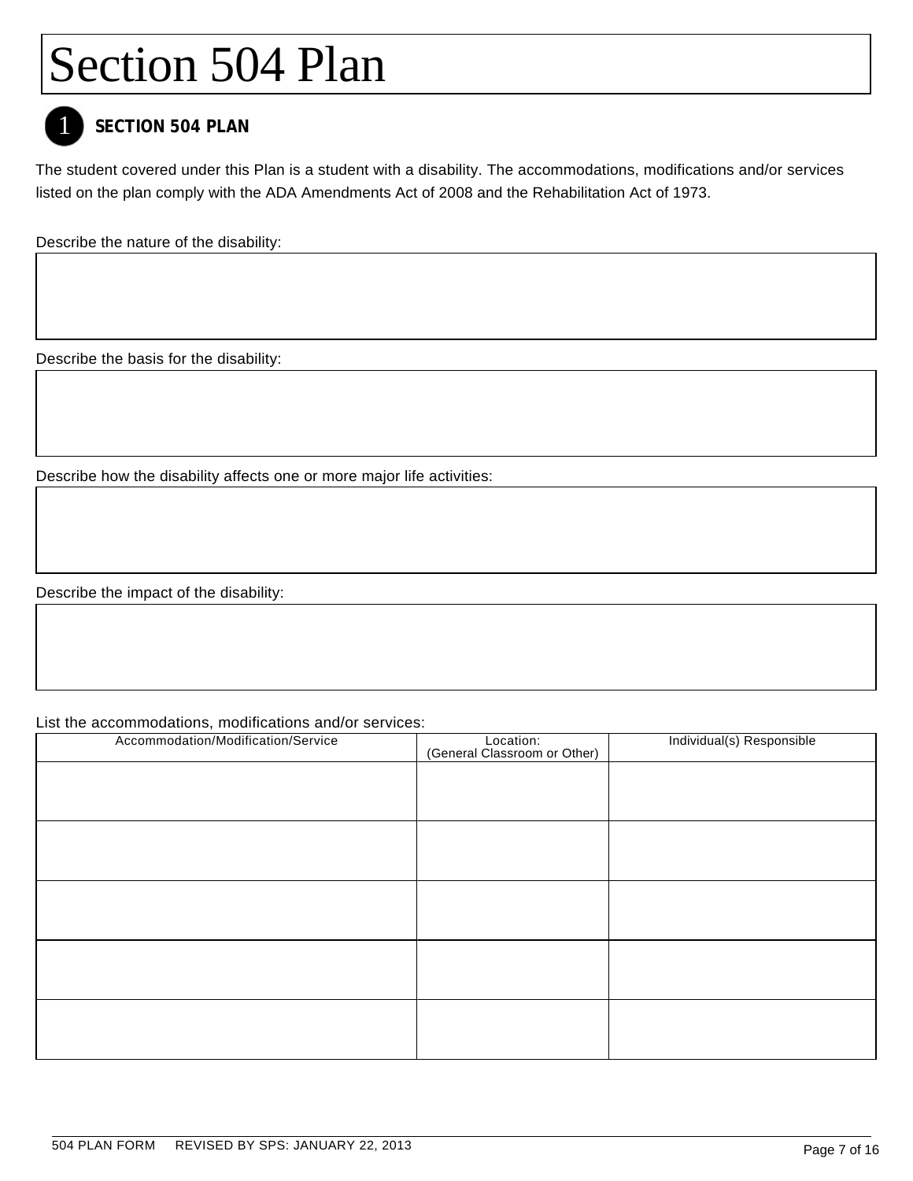# Section 504 Plan

## 1 SECTION 504 PLAN

The student covered under this Plan is a student with a disability. The accommodations, modifications and/or services listed on the plan comply with the ADA Amendments Act of 2008 and the Rehabilitation Act of 1973.

Describe the nature of the disability:

| |
|---|
| |

Describe the basis for the disability:

| |
|---|
| |

Describe how the disability affects one or more major life activities:

| |
|---|
| |

Describe the impact of the disability:

| |
|---|
| |

List the accommodations, modifications and/or services:

| Accommodation/Modification/Service | Location: (General Classroom or Other) | Individual(s) Responsible |
|---|---|---|
| | | |
| | | |
| | | |
| | | |
| | | |

504 PLAN FORM REVISED BY SPS: JANUARY 22, 2013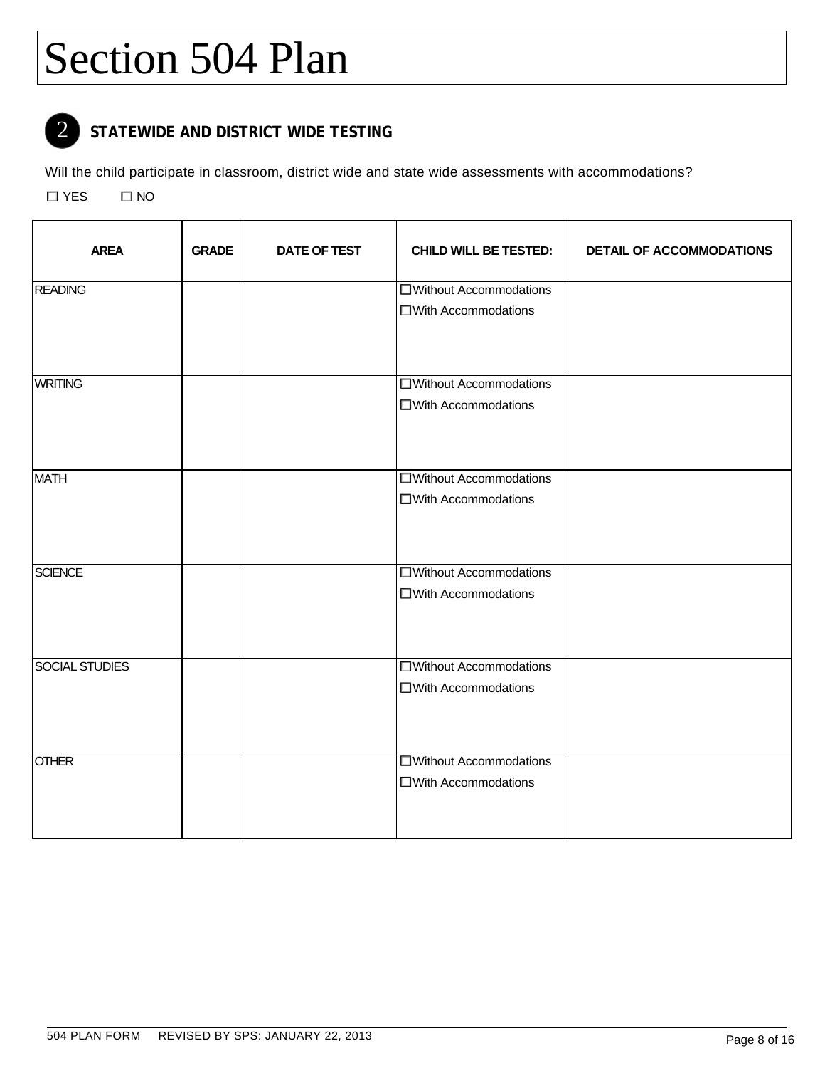# Section 504 Plan

## 2 STATEWIDE AND DISTRICT WIDE TESTING

Will the child participate in classroom, district wide and state wide assessments with accommodations?

☐ YES ☐ NO

| AREA | GRADE | DATE OF TEST | CHILD WILL BE TESTED: | DETAIL OF ACCOMMODATIONS |
|---|---|---|---|---|
| READING | | | ☐Without Accommodations<br>☐With Accommodations | |
| WRITING | | | ☐Without Accommodations<br>☐With Accommodations | |
| MATH | | | ☐Without Accommodations<br>☐With Accommodations | |
| SCIENCE | | | ☐Without Accommodations<br>☐With Accommodations | |
| SOCIAL STUDIES | | | ☐Without Accommodations<br>☐With Accommodations | |
| OTHER | | | ☐Without Accommodations<br>☐With Accommodations | |

504 PLAN FORM REVISED BY SPS: JANUARY 22, 2013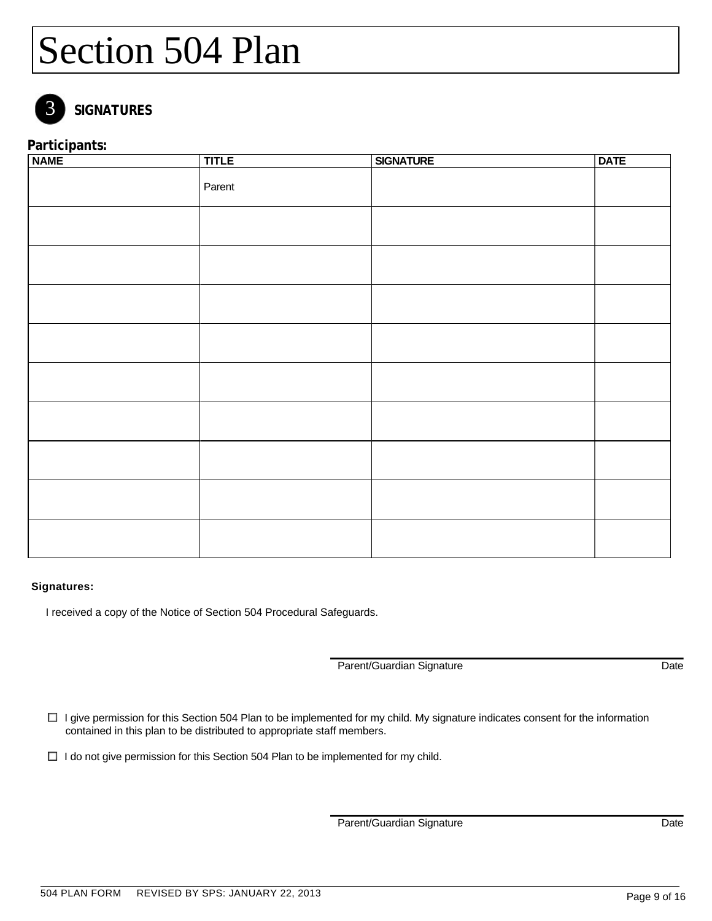# Section 504 Plan

## 3 SIGNATURES

**Participants:**

| NAME | TITLE | SIGNATURE | DATE |
|---|---|---|---|
| | Parent | | |
| | | | |
| | | | |
| | | | |
| | | | |
| | | | |
| | | | |
| | | | |
| | | | |
| | | | |

**Signatures:**

I received a copy of the Notice of Section 504 Procedural Safeguards.

Parent/Guardian Signature Date

☐ I give permission for this Section 504 Plan to be implemented for my child. My signature indicates consent for the information contained in this plan to be distributed to appropriate staff members.

☐ I do not give permission for this Section 504 Plan to be implemented for my child.

Parent/Guardian Signature Date

504 PLAN FORM REVISED BY SPS: JANUARY 22, 2013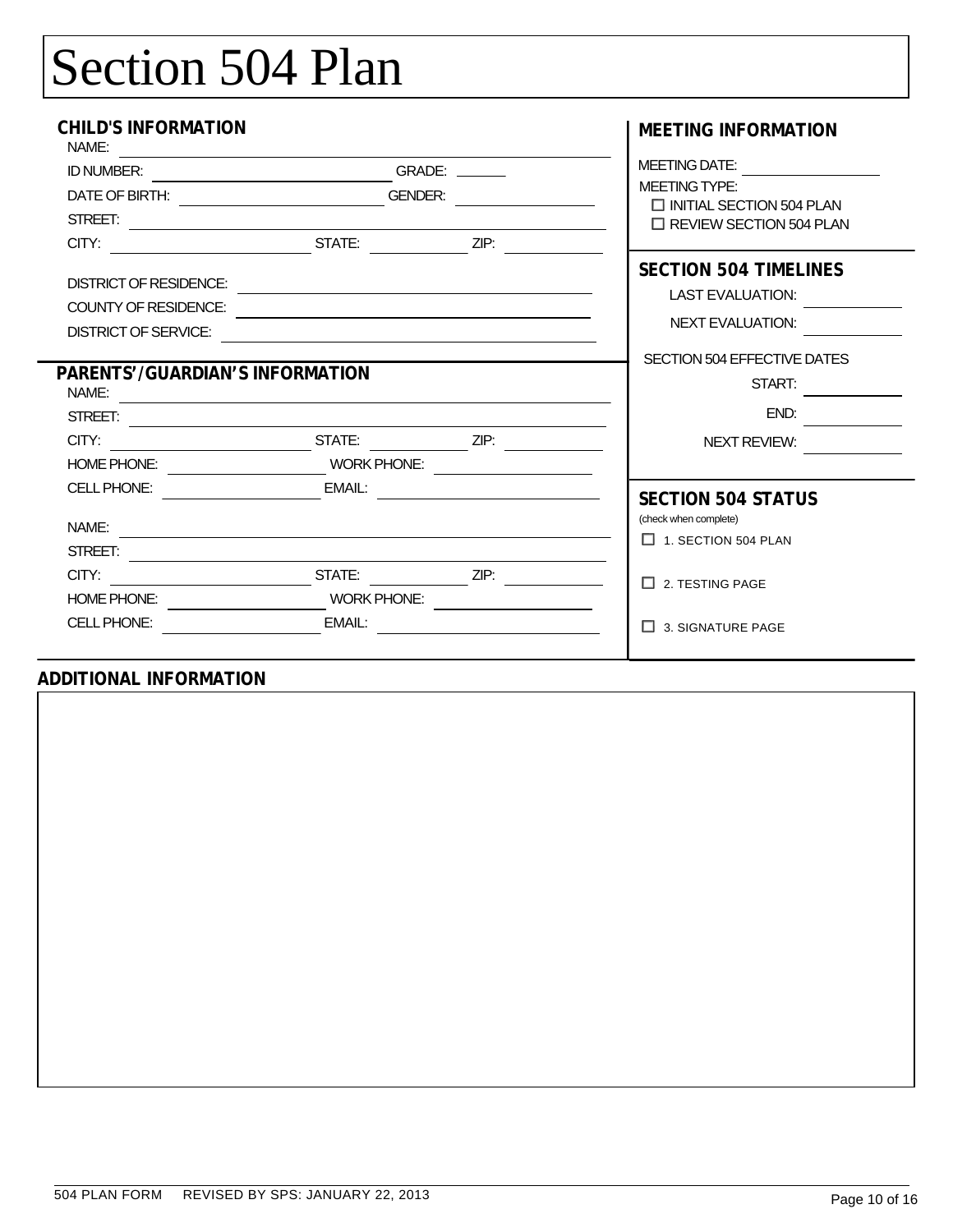# Section 504 Plan

## CHILD'S INFORMATION

NAME:

ID NUMBER: GRADE:

DATE OF BIRTH: GENDER:

STREET:

CITY: STATE: ZIP:

DISTRICT OF RESIDENCE:

COUNTY OF RESIDENCE:

DISTRICT OF SERVICE:

## PARENTS'/GUARDIAN'S INFORMATION

NAME:

STREET:

CITY: STATE: ZIP:

HOME PHONE: WORK PHONE:

CELL PHONE: EMAIL:

NAME:

STREET:

CITY: STATE: ZIP:

HOME PHONE: WORK PHONE:

CELL PHONE: EMAIL:

## MEETING INFORMATION

MEETING DATE:

MEETING TYPE:

- ☐ INITIAL SECTION 504 PLAN
- ☐ REVIEW SECTION 504 PLAN

## SECTION 504 TIMELINES

LAST EVALUATION:

NEXT EVALUATION:

SECTION 504 EFFECTIVE DATES

START:

END:

NEXT REVIEW:

## SECTION 504 STATUS

(check when complete)

- ☐ 1. SECTION 504 PLAN
- ☐ 2. TESTING PAGE
- ☐ 3. SIGNATURE PAGE

## ADDITIONAL INFORMATION

504 PLAN FORM REVISED BY SPS: JANUARY 22, 2013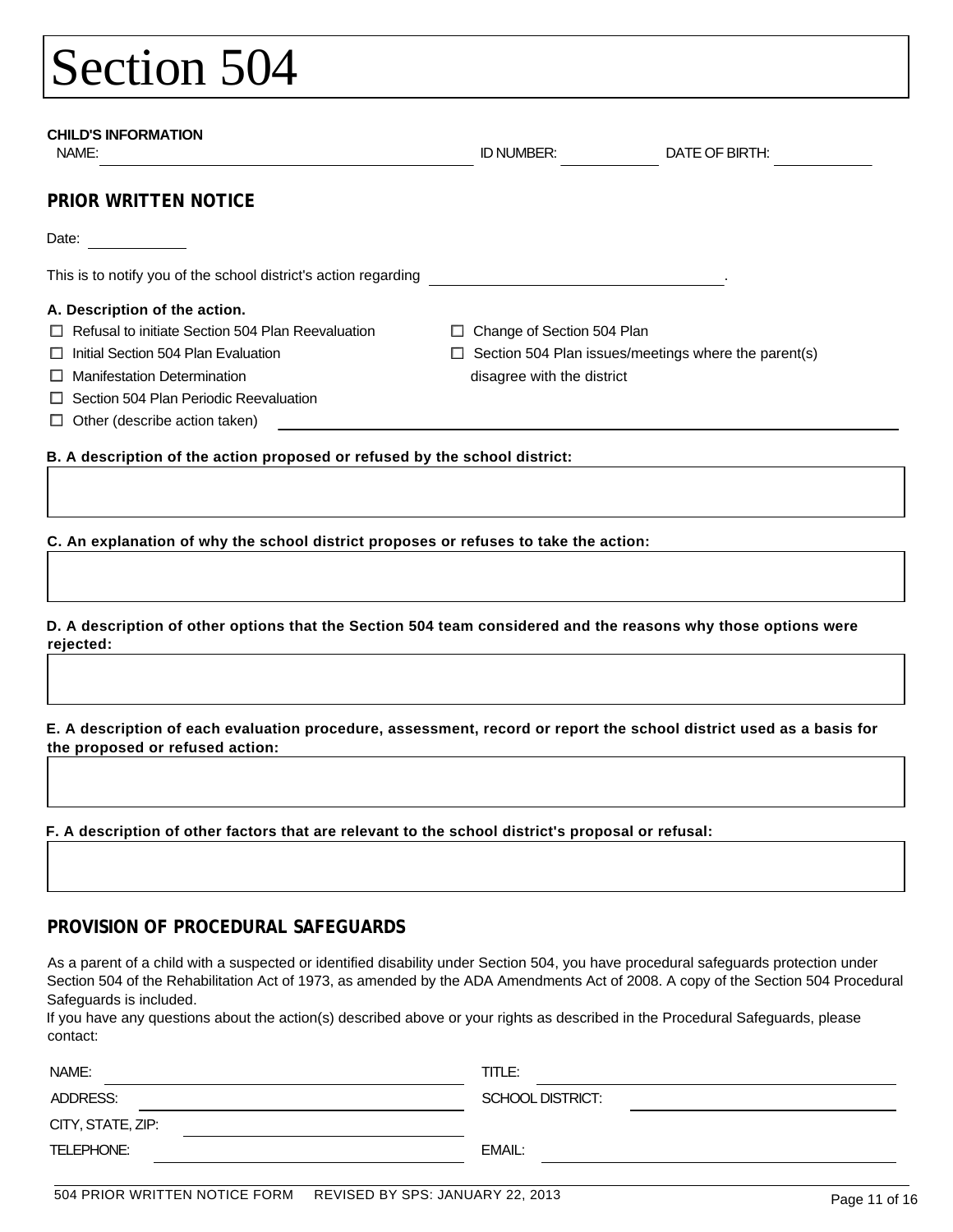# Section 504

**CHILD'S INFORMATION**

NAME: ______________________ ID NUMBER: __________ DATE OF BIRTH: __________

## PRIOR WRITTEN NOTICE

Date: __________

This is to notify you of the school district's action regarding ______________________.

**A. Description of the action.**

- ☐ Refusal to initiate Section 504 Plan Reevaluation
- ☐ Initial Section 504 Plan Evaluation
- ☐ Manifestation Determination
- ☐ Section 504 Plan Periodic Reevaluation
- ☐ Other (describe action taken) ______________________
- ☐ Change of Section 504 Plan
- ☐ Section 504 Plan issues/meetings where the parent(s) disagree with the district

**B. A description of the action proposed or refused by the school district:**

**C. An explanation of why the school district proposes or refuses to take the action:**

**D. A description of other options that the Section 504 team considered and the reasons why those options were rejected:**

**E. A description of each evaluation procedure, assessment, record or report the school district used as a basis for the proposed or refused action:**

**F. A description of other factors that are relevant to the school district's proposal or refusal:**

## PROVISION OF PROCEDURAL SAFEGUARDS

As a parent of a child with a suspected or identified disability under Section 504, you have procedural safeguards protection under Section 504 of the Rehabilitation Act of 1973, as amended by the ADA Amendments Act of 2008. A copy of the Section 504 Procedural Safeguards is included.

If you have any questions about the action(s) described above or your rights as described in the Procedural Safeguards, please contact:

NAME: ______________________ TITLE: ______________________

ADDRESS: ______________________ SCHOOL DISTRICT: ______________________

CITY, STATE, ZIP: ______________________

TELEPHONE: ______________________ EMAIL: ______________________

504 PRIOR WRITTEN NOTICE FORM REVISED BY SPS: JANUARY 22, 2013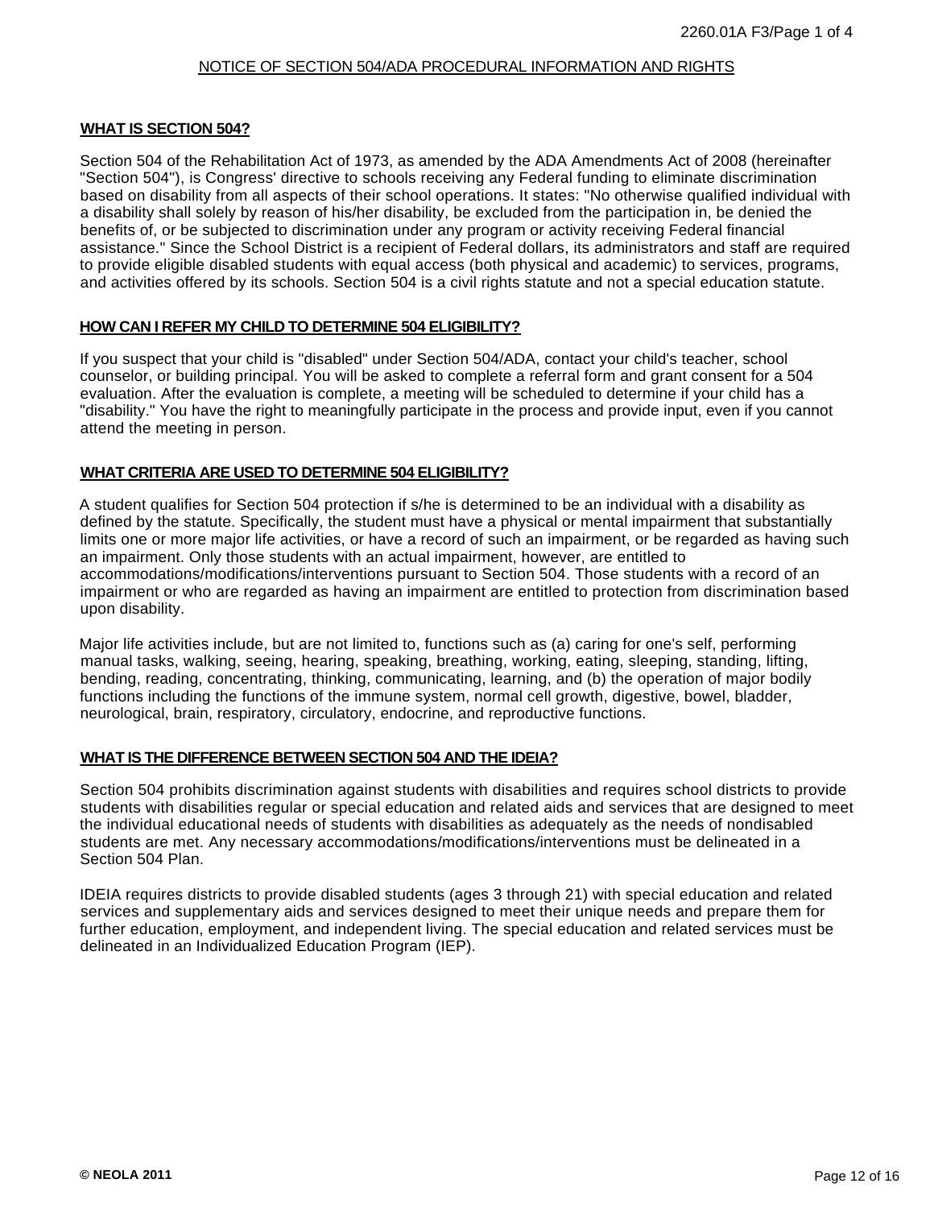## NOTICE OF SECTION 504/ADA PROCEDURAL INFORMATION AND RIGHTS

### WHAT IS SECTION 504?

Section 504 of the Rehabilitation Act of 1973, as amended by the ADA Amendments Act of 2008 (hereinafter "Section 504"), is Congress' directive to schools receiving any Federal funding to eliminate discrimination based on disability from all aspects of their school operations. It states: "No otherwise qualified individual with a disability shall solely by reason of his/her disability, be excluded from the participation in, be denied the benefits of, or be subjected to discrimination under any program or activity receiving Federal financial assistance." Since the School District is a recipient of Federal dollars, its administrators and staff are required to provide eligible disabled students with equal access (both physical and academic) to services, programs, and activities offered by its schools. Section 504 is a civil rights statute and not a special education statute.

### HOW CAN I REFER MY CHILD TO DETERMINE 504 ELIGIBILITY?

If you suspect that your child is "disabled" under Section 504/ADA, contact your child's teacher, school counselor, or building principal. You will be asked to complete a referral form and grant consent for a 504 evaluation. After the evaluation is complete, a meeting will be scheduled to determine if your child has a "disability." You have the right to meaningfully participate in the process and provide input, even if you cannot attend the meeting in person.

### WHAT CRITERIA ARE USED TO DETERMINE 504 ELIGIBILITY?

A student qualifies for Section 504 protection if s/he is determined to be an individual with a disability as defined by the statute. Specifically, the student must have a physical or mental impairment that substantially limits one or more major life activities, or have a record of such an impairment, or be regarded as having such an impairment. Only those students with an actual impairment, however, are entitled to accommodations/modifications/interventions pursuant to Section 504. Those students with a record of an impairment or who are regarded as having an impairment are entitled to protection from discrimination based upon disability.

Major life activities include, but are not limited to, functions such as (a) caring for one's self, performing manual tasks, walking, seeing, hearing, speaking, breathing, working, eating, sleeping, standing, lifting, bending, reading, concentrating, thinking, communicating, learning, and (b) the operation of major bodily functions including the functions of the immune system, normal cell growth, digestive, bowel, bladder, neurological, brain, respiratory, circulatory, endocrine, and reproductive functions.

### WHAT IS THE DIFFERENCE BETWEEN SECTION 504 AND THE IDEIA?

Section 504 prohibits discrimination against students with disabilities and requires school districts to provide students with disabilities regular or special education and related aids and services that are designed to meet the individual educational needs of students with disabilities as adequately as the needs of nondisabled students are met. Any necessary accommodations/modifications/interventions must be delineated in a Section 504 Plan.

IDEIA requires districts to provide disabled students (ages 3 through 21) with special education and related services and supplementary aids and services designed to meet their unique needs and prepare them for further education, employment, and independent living. The special education and related services must be delineated in an Individualized Education Program (IEP).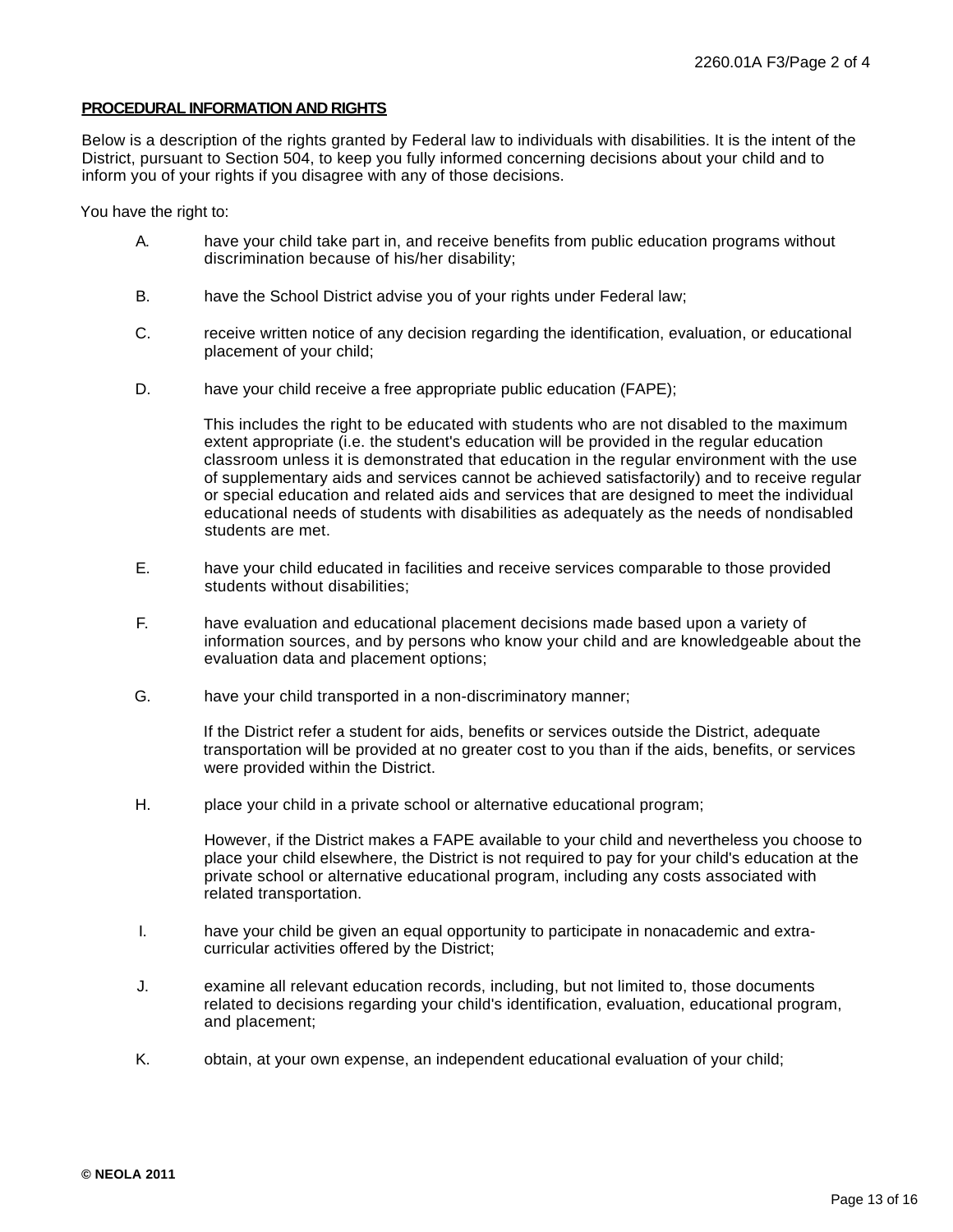**PROCEDURAL INFORMATION AND RIGHTS**

Below is a description of the rights granted by Federal law to individuals with disabilities. It is the intent of the District, pursuant to Section 504, to keep you fully informed concerning decisions about your child and to inform you of your rights if you disagree with any of those decisions.

You have the right to:

A. have your child take part in, and receive benefits from public education programs without discrimination because of his/her disability;

B. have the School District advise you of your rights under Federal law;

C. receive written notice of any decision regarding the identification, evaluation, or educational placement of your child;

D. have your child receive a free appropriate public education (FAPE);

   This includes the right to be educated with students who are not disabled to the maximum extent appropriate (i.e. the student's education will be provided in the regular education classroom unless it is demonstrated that education in the regular environment with the use of supplementary aids and services cannot be achieved satisfactorily) and to receive regular or special education and related aids and services that are designed to meet the individual educational needs of students with disabilities as adequately as the needs of nondisabled students are met.

E. have your child educated in facilities and receive services comparable to those provided students without disabilities;

F. have evaluation and educational placement decisions made based upon a variety of information sources, and by persons who know your child and are knowledgeable about the evaluation data and placement options;

G. have your child transported in a non-discriminatory manner;

   If the District refer a student for aids, benefits or services outside the District, adequate transportation will be provided at no greater cost to you than if the aids, benefits, or services were provided within the District.

H. place your child in a private school or alternative educational program;

   However, if the District makes a FAPE available to your child and nevertheless you choose to place your child elsewhere, the District is not required to pay for your child's education at the private school or alternative educational program, including any costs associated with related transportation.

I. have your child be given an equal opportunity to participate in nonacademic and extra-curricular activities offered by the District;

J. examine all relevant education records, including, but not limited to, those documents related to decisions regarding your child's identification, evaluation, educational program, and placement;

K. obtain, at your own expense, an independent educational evaluation of your child;

© NEOLA 2011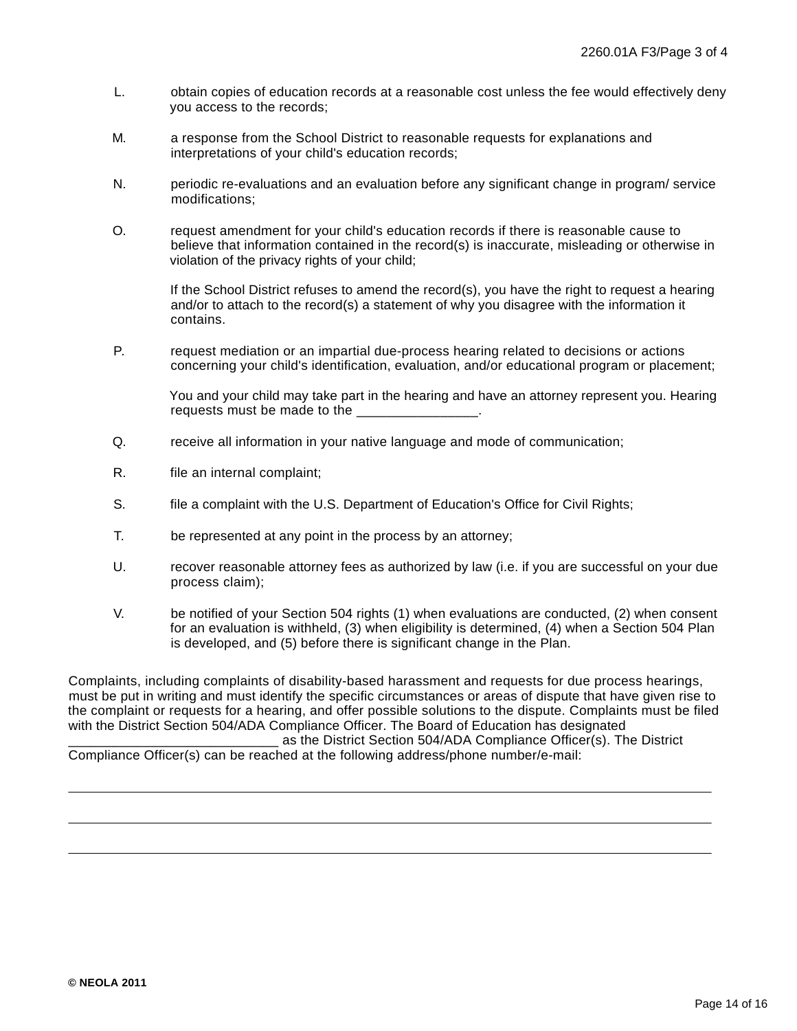L. obtain copies of education records at a reasonable cost unless the fee would effectively deny you access to the records;

M. a response from the School District to reasonable requests for explanations and interpretations of your child's education records;

N. periodic re-evaluations and an evaluation before any significant change in program/ service modifications;

O. request amendment for your child's education records if there is reasonable cause to believe that information contained in the record(s) is inaccurate, misleading or otherwise in violation of the privacy rights of your child;

   If the School District refuses to amend the record(s), you have the right to request a hearing and/or to attach to the record(s) a statement of why you disagree with the information it contains.

P. request mediation or an impartial due-process hearing related to decisions or actions concerning your child's identification, evaluation, and/or educational program or placement;

   You and your child may take part in the hearing and have an attorney represent you. Hearing requests must be made to the ________________.

Q. receive all information in your native language and mode of communication;

R. file an internal complaint;

S. file a complaint with the U.S. Department of Education's Office for Civil Rights;

T. be represented at any point in the process by an attorney;

U. recover reasonable attorney fees as authorized by law (i.e. if you are successful on your due process claim);

V. be notified of your Section 504 rights (1) when evaluations are conducted, (2) when consent for an evaluation is withheld, (3) when eligibility is determined, (4) when a Section 504 Plan is developed, and (5) before there is significant change in the Plan.

Complaints, including complaints of disability-based harassment and requests for due process hearings, must be put in writing and must identify the specific circumstances or areas of dispute that have given rise to the complaint or requests for a hearing, and offer possible solutions to the dispute. Complaints must be filed with the District Section 504/ADA Compliance Officer. The Board of Education has designated ____________________________ as the District Section 504/ADA Compliance Officer(s). The District Compliance Officer(s) can be reached at the following address/phone number/e-mail:

______________________________________________________________________________________

______________________________________________________________________________________

______________________________________________________________________________________

© NEOLA 2011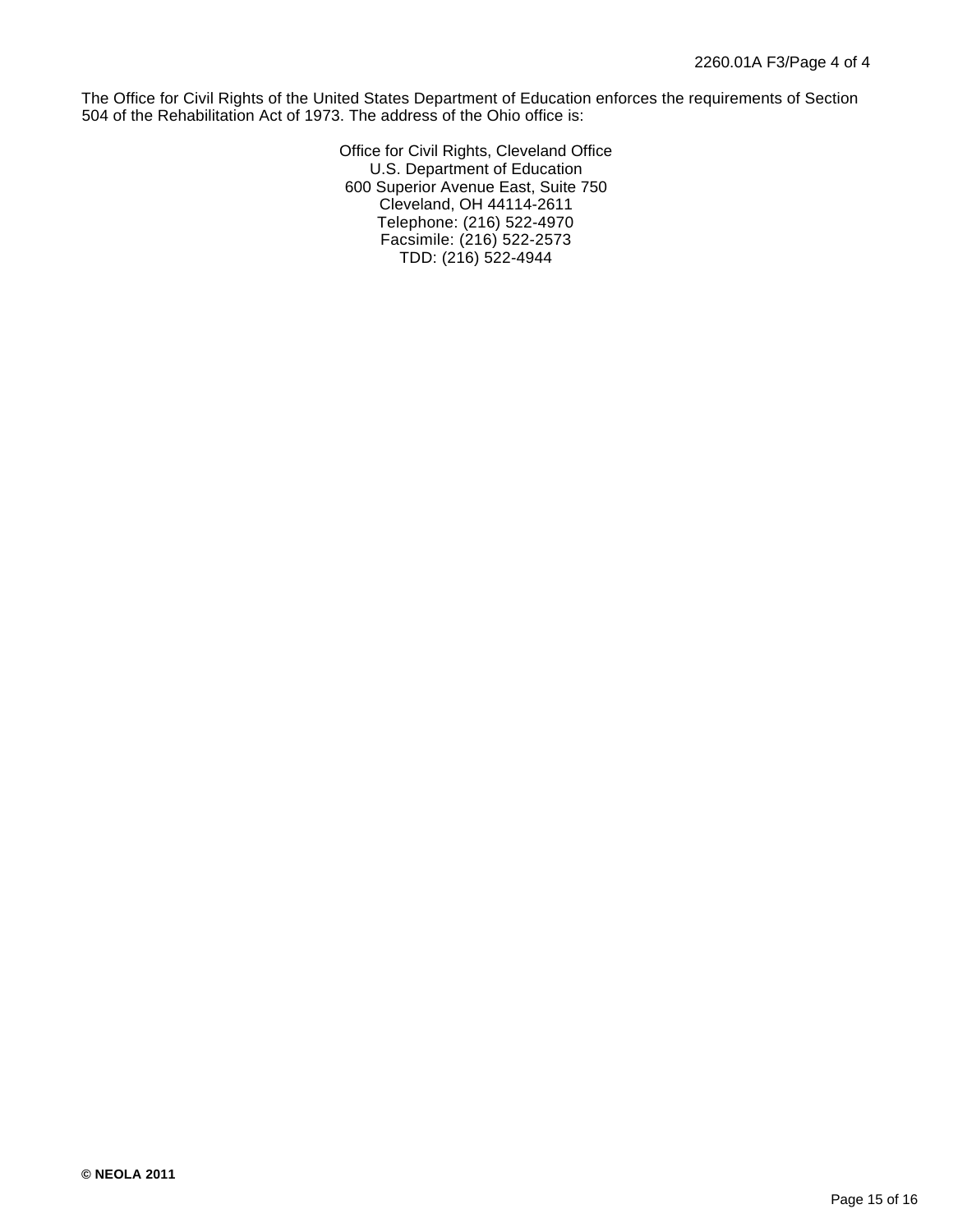The Office for Civil Rights of the United States Department of Education enforces the requirements of Section 504 of the Rehabilitation Act of 1973. The address of the Ohio office is:

Office for Civil Rights, Cleveland Office
U.S. Department of Education
600 Superior Avenue East, Suite 750
Cleveland, OH 44114-2611
Telephone: (216) 522-4970
Facsimile: (216) 522-2573
TDD: (216) 522-4944

**© NEOLA 2011**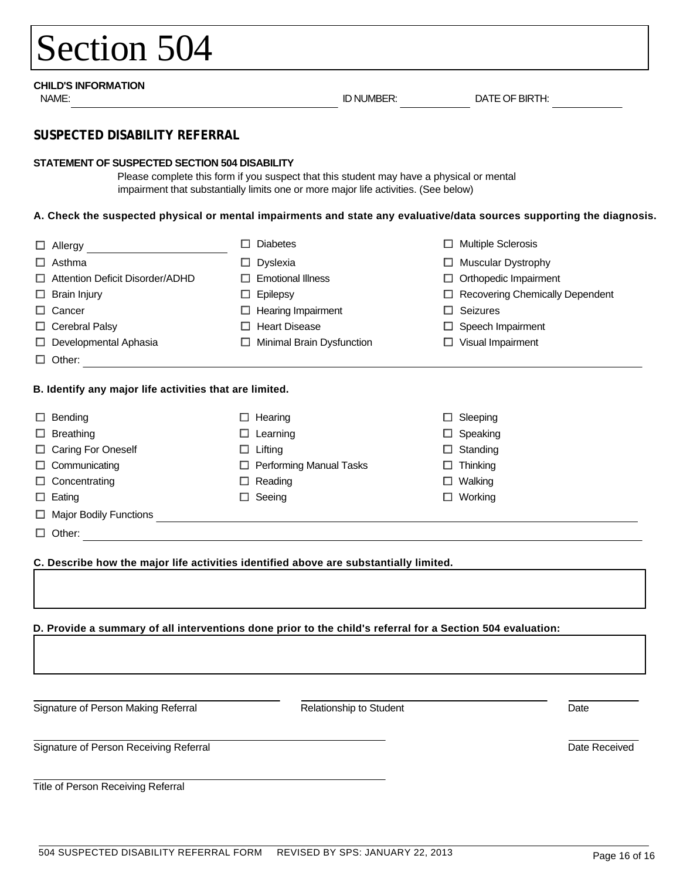# Section 504

**CHILD'S INFORMATION**

NAME: ______________________ ID NUMBER: __________ DATE OF BIRTH: __________

## SUSPECTED DISABILITY REFERRAL

**STATEMENT OF SUSPECTED SECTION 504 DISABILITY**

Please complete this form if you suspect that this student may have a physical or mental impairment that substantially limits one or more major life activities. (See below)

**A. Check the suspected physical or mental impairments and state any evaluative/data sources supporting the diagnosis.**

- ☐ Allergy __________
- ☐ Asthma
- ☐ Attention Deficit Disorder/ADHD
- ☐ Brain Injury
- ☐ Cancer
- ☐ Cerebral Palsy
- ☐ Developmental Aphasia
- ☐ Diabetes
- ☐ Dyslexia
- ☐ Emotional Illness
- ☐ Epilepsy
- ☐ Hearing Impairment
- ☐ Heart Disease
- ☐ Minimal Brain Dysfunction
- ☐ Multiple Sclerosis
- ☐ Muscular Dystrophy
- ☐ Orthopedic Impairment
- ☐ Recovering Chemically Dependent
- ☐ Seizures
- ☐ Speech Impairment
- ☐ Visual Impairment
- ☐ Other: __________

**B. Identify any major life activities that are limited.**

- ☐ Bending
- ☐ Breathing
- ☐ Caring For Oneself
- ☐ Communicating
- ☐ Concentrating
- ☐ Eating
- ☐ Hearing
- ☐ Learning
- ☐ Lifting
- ☐ Performing Manual Tasks
- ☐ Reading
- ☐ Seeing
- ☐ Sleeping
- ☐ Speaking
- ☐ Standing
- ☐ Thinking
- ☐ Walking
- ☐ Working
- ☐ Major Bodily Functions __________
- ☐ Other: __________

**C. Describe how the major life activities identified above are substantially limited.**

**D. Provide a summary of all interventions done prior to the child's referral for a Section 504 evaluation:**

__________ Signature of Person Making Referral &nbsp;&nbsp; __________ Relationship to Student &nbsp;&nbsp; __________ Date

__________ Signature of Person Receiving Referral &nbsp;&nbsp; __________ Date Received

__________ Title of Person Receiving Referral

504 SUSPECTED DISABILITY REFERRAL FORM &nbsp;&nbsp; REVISED BY SPS: JANUARY 22, 2013